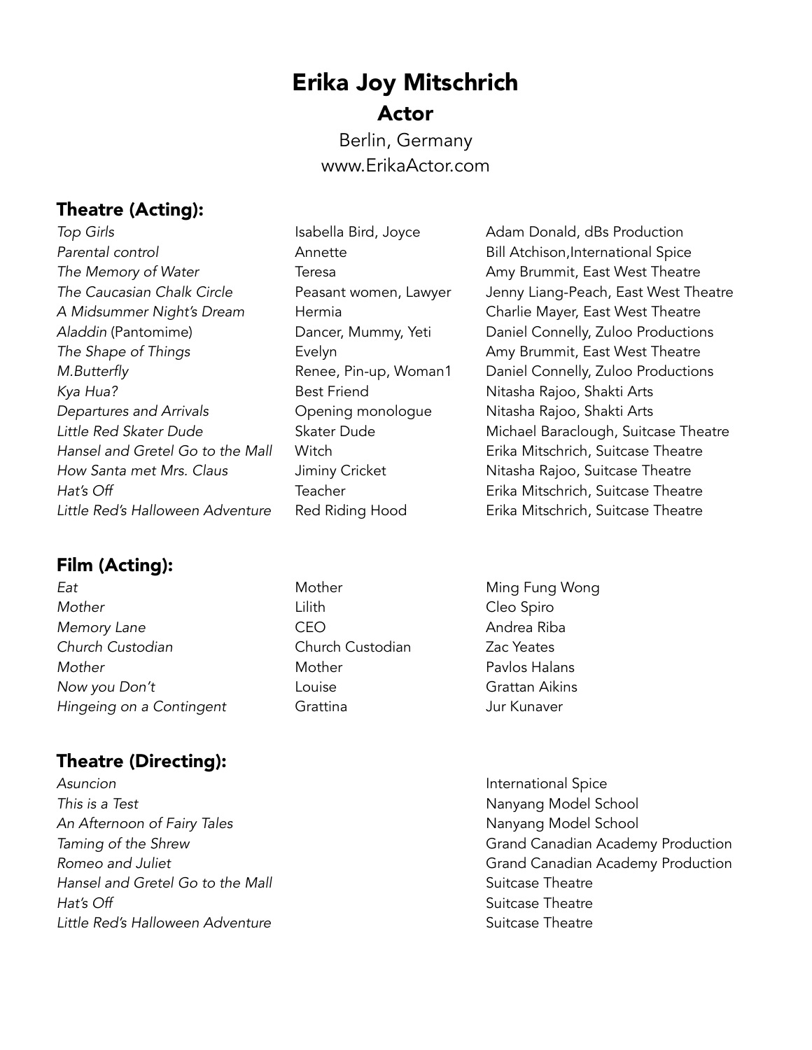# Erika Joy Mitschrich

## Actor

Berlin, Germany

www.ErikaActor.com

## Theatre (Acting):

| | | |
|---|---|---|
| *Top Girls* | Isabella Bird, Joyce | Adam Donald, dBs Production |
| *Parental control* | Annette | Bill Atchison,International Spice |
| *The Memory of Water* | Teresa | Amy Brummit, East West Theatre |
| *The Caucasian Chalk Circle* | Peasant women, Lawyer | Jenny Liang-Peach, East West Theatre |
| *A Midsummer Night's Dream* | Hermia | Charlie Mayer, East West Theatre |
| *Aladdin* (Pantomime) | Dancer, Mummy, Yeti | Daniel Connelly, Zuloo Productions |
| *The Shape of Things* | Evelyn | Amy Brummit, East West Theatre |
| *M.Butterfly* | Renee, Pin-up, Woman1 | Daniel Connelly, Zuloo Productions |
| *Kya Hua?* | Best Friend | Nitasha Rajoo, Shakti Arts |
| *Departures and Arrivals* | Opening monologue | Nitasha Rajoo, Shakti Arts |
| *Little Red Skater Dude* | Skater Dude | Michael Baraclough, Suitcase Theatre |
| *Hansel and Gretel Go to the Mall* | Witch | Erika Mitschrich, Suitcase Theatre |
| *How Santa met Mrs. Claus* | Jiminy Cricket | Nitasha Rajoo, Suitcase Theatre |
| *Hat's Off* | Teacher | Erika Mitschrich, Suitcase Theatre |
| *Little Red's Halloween Adventure* | Red Riding Hood | Erika Mitschrich, Suitcase Theatre |

## Film (Acting):

| | | |
|---|---|---|
| *Eat* | Mother | Ming Fung Wong |
| *Mother* | Lilith | Cleo Spiro |
| *Memory Lane* | CEO | Andrea Riba |
| *Church Custodian* | Church Custodian | Zac Yeates |
| *Mother* | Mother | Pavlos Halans |
| *Now you Don't* | Louise | Grattan Aikins |
| *Hingeing on a Contingent* | Grattina | Jur Kunaver |

## Theatre (Directing):

| | |
|---|---|
| *Asuncion* | International Spice |
| *This is a Test* | Nanyang Model School |
| *An Afternoon of Fairy Tales* | Nanyang Model School |
| *Taming of the Shrew* | Grand Canadian Academy Production |
| *Romeo and Juliet* | Grand Canadian Academy Production |
| *Hansel and Gretel Go to the Mall* | Suitcase Theatre |
| *Hat's Off* | Suitcase Theatre |
| *Little Red's Halloween Adventure* | Suitcase Theatre |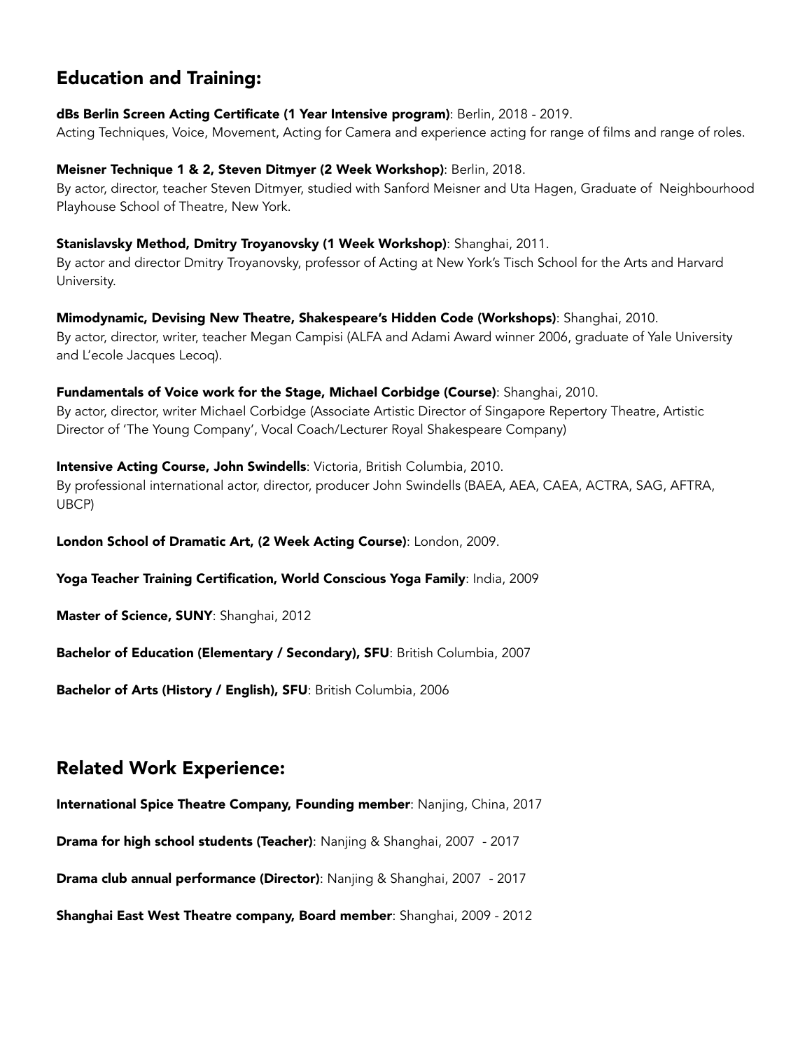## Education and Training:

**dBs Berlin Screen Acting Certificate (1 Year Intensive program)**: Berlin, 2018 - 2019.
Acting Techniques, Voice, Movement, Acting for Camera and experience acting for range of films and range of roles.

**Meisner Technique 1 & 2, Steven Ditmyer (2 Week Workshop)**: Berlin, 2018.
By actor, director, teacher Steven Ditmyer, studied with Sanford Meisner and Uta Hagen, Graduate of Neighbourhood Playhouse School of Theatre, New York.

**Stanislavsky Method, Dmitry Troyanovsky (1 Week Workshop)**: Shanghai, 2011.
By actor and director Dmitry Troyanovsky, professor of Acting at New York's Tisch School for the Arts and Harvard University.

**Mimodynamic, Devising New Theatre, Shakespeare's Hidden Code (Workshops)**: Shanghai, 2010.
By actor, director, writer, teacher Megan Campisi (ALFA and Adami Award winner 2006, graduate of Yale University and L'ecole Jacques Lecoq).

**Fundamentals of Voice work for the Stage, Michael Corbidge (Course)**: Shanghai, 2010.
By actor, director, writer Michael Corbidge (Associate Artistic Director of Singapore Repertory Theatre, Artistic Director of 'The Young Company', Vocal Coach/Lecturer Royal Shakespeare Company)

**Intensive Acting Course, John Swindells**: Victoria, British Columbia, 2010.
By professional international actor, director, producer John Swindells (BAEA, AEA, CAEA, ACTRA, SAG, AFTRA, UBCP)

**London School of Dramatic Art, (2 Week Acting Course)**: London, 2009.

**Yoga Teacher Training Certification, World Conscious Yoga Family**: India, 2009

**Master of Science, SUNY**: Shanghai, 2012

**Bachelor of Education (Elementary / Secondary), SFU**: British Columbia, 2007

**Bachelor of Arts (History / English), SFU**: British Columbia, 2006

## Related Work Experience:

**International Spice Theatre Company, Founding member**: Nanjing, China, 2017

**Drama for high school students (Teacher)**: Nanjing & Shanghai, 2007 - 2017

**Drama club annual performance (Director)**: Nanjing & Shanghai, 2007 - 2017

**Shanghai East West Theatre company, Board member**: Shanghai, 2009 - 2012